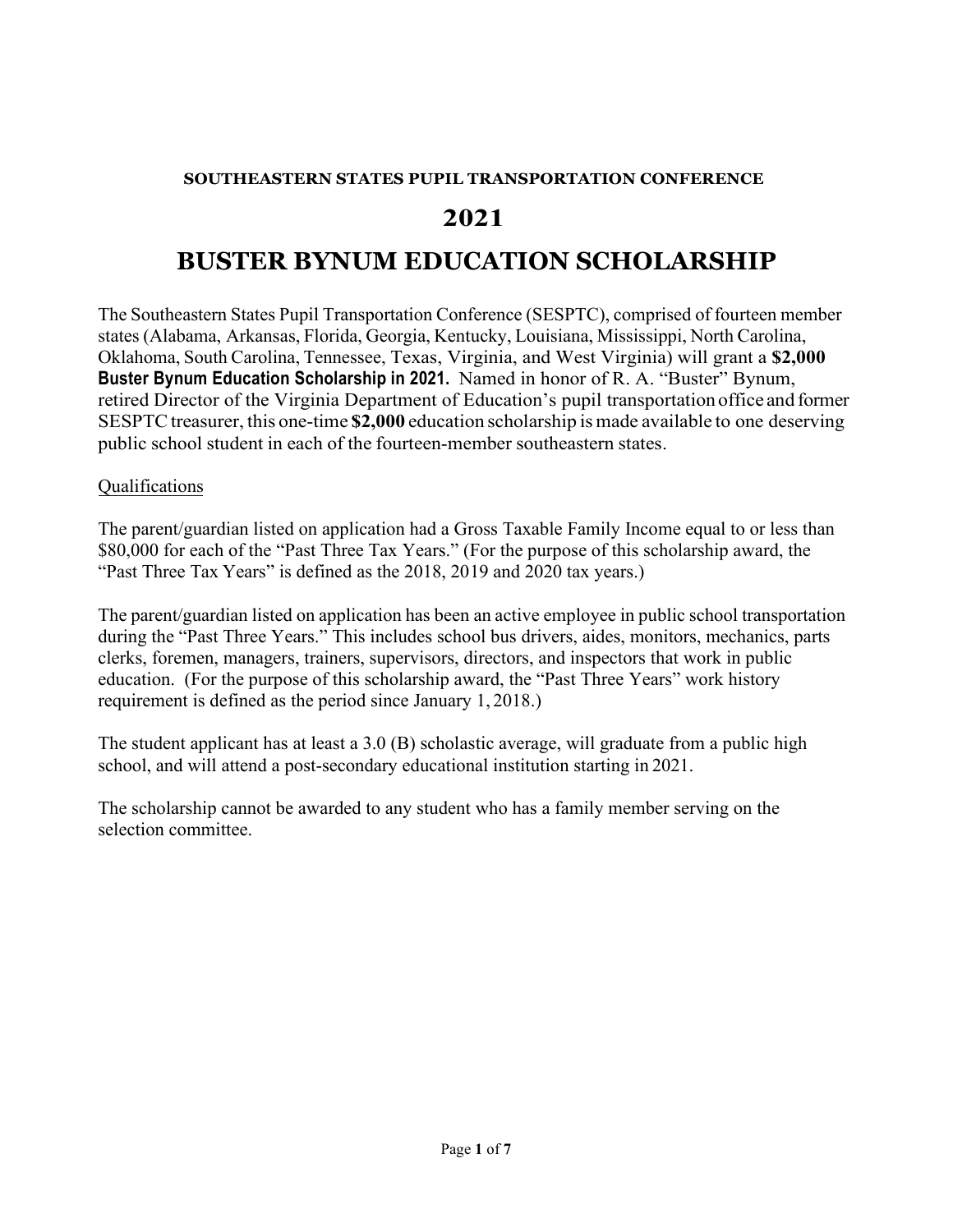**SOUTHEASTERN STATES PUPIL TRANSPORTATION CONFERENCE**

# 2021

# BUSTER BYNUM EDUCATION SCHOLARSHIP

The Southeastern States Pupil Transportation Conference (SESPTC), comprised of fourteen member states (Alabama, Arkansas, Florida, Georgia, Kentucky, Louisiana, Mississippi, North Carolina, Oklahoma, South Carolina, Tennessee, Texas, Virginia, and West Virginia) will grant a **$2,000 Buster Bynum Education Scholarship in 2021.** Named in honor of R. A. "Buster" Bynum, retired Director of the Virginia Department of Education's pupil transportation office and former SESPTC treasurer, this one-time **$2,000** education scholarship is made available to one deserving public school student in each of the fourteen-member southeastern states.

<u>Qualifications</u>

The parent/guardian listed on application had a Gross Taxable Family Income equal to or less than $80,000 for each of the "Past Three Tax Years." (For the purpose of this scholarship award, the "Past Three Tax Years" is defined as the 2018, 2019 and 2020 tax years.)

The parent/guardian listed on application has been an active employee in public school transportation during the "Past Three Years." This includes school bus drivers, aides, monitors, mechanics, parts clerks, foremen, managers, trainers, supervisors, directors, and inspectors that work in public education. (For the purpose of this scholarship award, the "Past Three Years" work history requirement is defined as the period since January 1, 2018.)

The student applicant has at least a 3.0 (B) scholastic average, will graduate from a public high school, and will attend a post-secondary educational institution starting in 2021.

The scholarship cannot be awarded to any student who has a family member serving on the selection committee.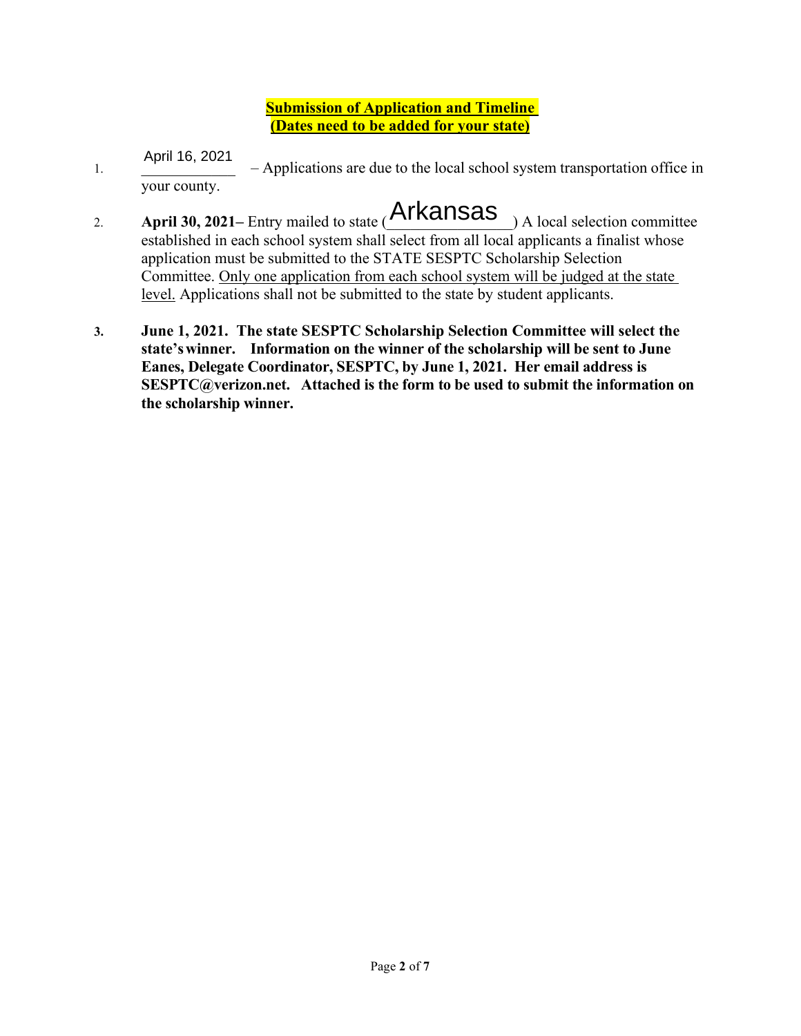**<u>Submission of Application and Timeline</u>**
**<u>(Dates need to be added for your state)</u>**

1. April 16, 2021 – Applications are due to the local school system transportation office in your county.

2. **April 30, 2021–** Entry mailed to state (Arkansas) A local selection committee established in each school system shall select from all local applicants a finalist whose application must be submitted to the STATE SESPTC Scholarship Selection Committee. <u>Only one application from each school system will be judged at the state level.</u> Applications shall not be submitted to the state by student applicants.

3. **June 1, 2021. The state SESPTC Scholarship Selection Committee will select the state's winner. Information on the winner of the scholarship will be sent to June Eanes, Delegate Coordinator, SESPTC, by June 1, 2021. Her email address is SESPTC@verizon.net. Attached is the form to be used to submit the information on the scholarship winner.**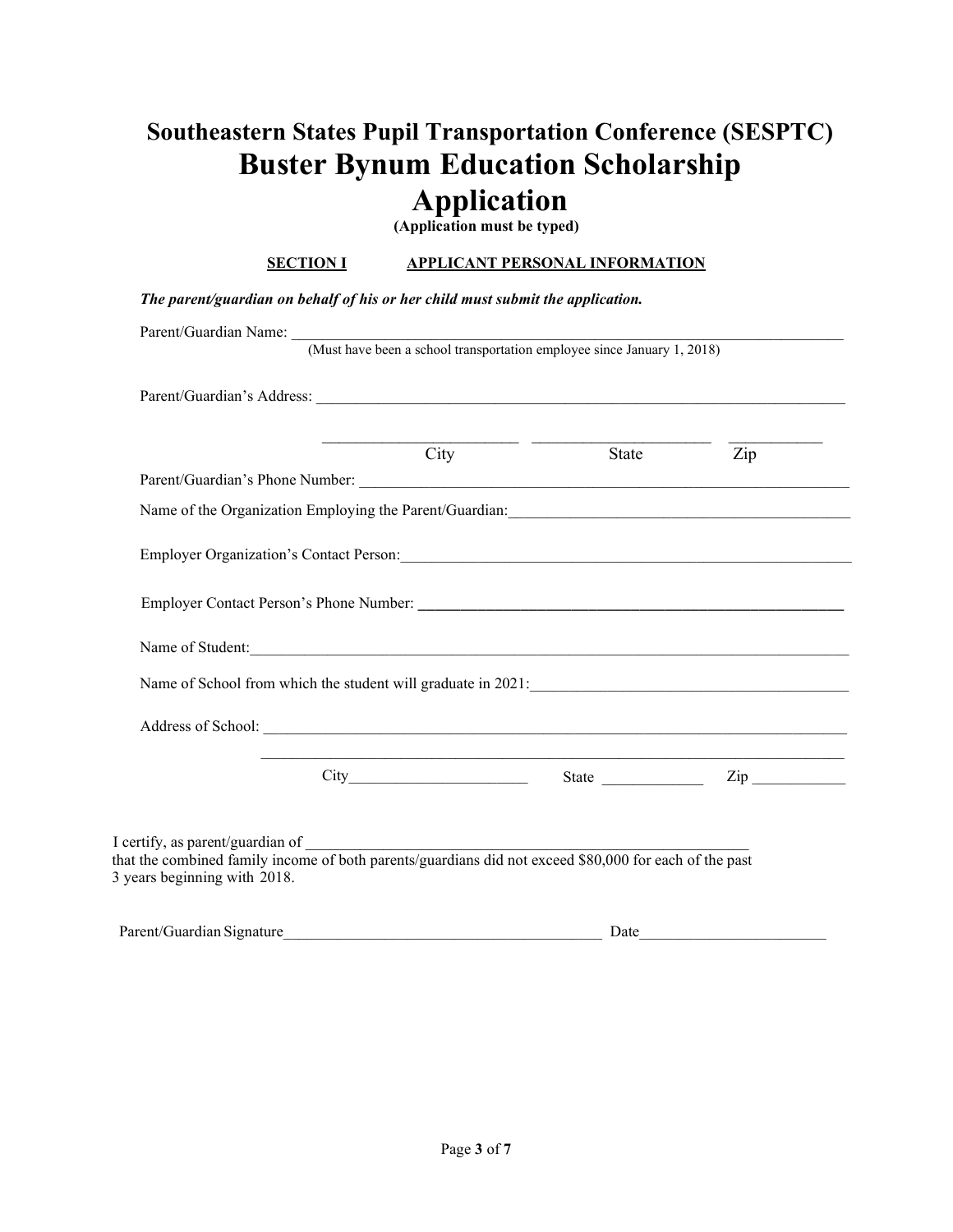# Southeastern States Pupil Transportation Conference (SESPTC)

# Buster Bynum Education Scholarship Application

**(Application must be typed)**

**SECTION I APPLICANT PERSONAL INFORMATION**

***The parent/guardian on behalf of his or her child must submit the application.***

Parent/Guardian Name: ______________________________________________________________
(Must have been a school transportation employee since January 1, 2018)

Parent/Guardian's Address: ______________________________________________________________

______________________ ______________________ ____________
City State Zip

Parent/Guardian's Phone Number: ______________________________________________________________

Name of the Organization Employing the Parent/Guardian: ____________________________________________

Employer Organization's Contact Person: ______________________________________________________

Employer Contact Person's Phone Number: ______________________________________________________

Name of Student: ______________________________________________________________

Name of School from which the student will graduate in 2021: ______________________________________

Address of School: ______________________________________________________________

______________________________________________________________

City______________________ State ____________ Zip ____________

I certify, as parent/guardian of ______________________________________________________
that the combined family income of both parents/guardians did not exceed $80,000 for each of the past 3 years beginning with 2018.

Parent/Guardian Signature________________________________________ Date________________________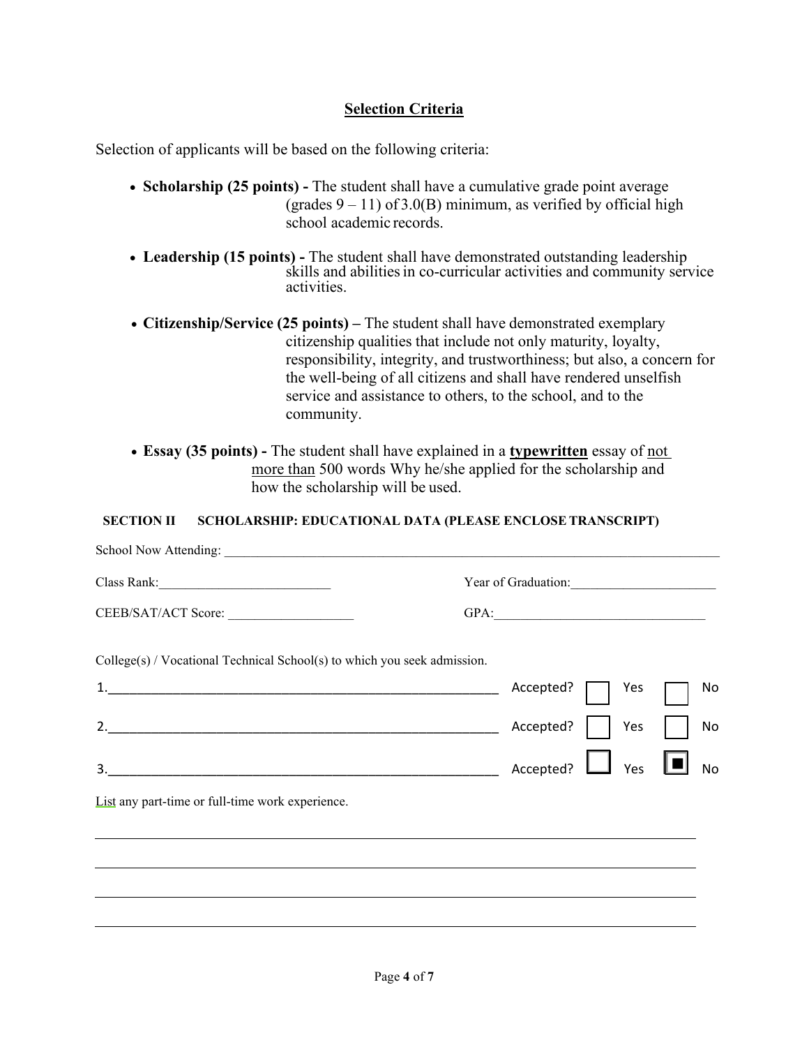## Selection Criteria

Selection of applicants will be based on the following criteria:

- **Scholarship (25 points) -** The student shall have a cumulative grade point average (grades 9 – 11) of 3.0(B) minimum, as verified by official high school academic records.

- **Leadership (15 points) -** The student shall have demonstrated outstanding leadership skills and abilities in co-curricular activities and community service activities.

- **Citizenship/Service (25 points) –** The student shall have demonstrated exemplary citizenship qualities that include not only maturity, loyalty, responsibility, integrity, and trustworthiness; but also, a concern for the well-being of all citizens and shall have rendered unselfish service and assistance to others, to the school, and to the community.

- **Essay (35 points) -** The student shall have explained in a **<u>typewritten</u>** essay of <u>not more than</u> 500 words Why he/she applied for the scholarship and how the scholarship will be used.

**SECTION II SCHOLARSHIP: EDUCATIONAL DATA (PLEASE ENCLOSE TRANSCRIPT)**

School Now Attending: ___________________________________________

Class Rank: __________________________ Year of Graduation: ______________________

CEEB/SAT/ACT Score: ___________________ GPA: ________________________________

College(s) / Vocational Technical School(s) to which you seek admission.

1.______________________________________________ Accepted? ☐ Yes ☐ No

2.______________________________________________ Accepted? ☐ Yes ☐ No

3.______________________________________________ Accepted? ☐ Yes ■ No

List any part-time or full-time work experience.

___________________________________________________________________________

___________________________________________________________________________

___________________________________________________________________________

___________________________________________________________________________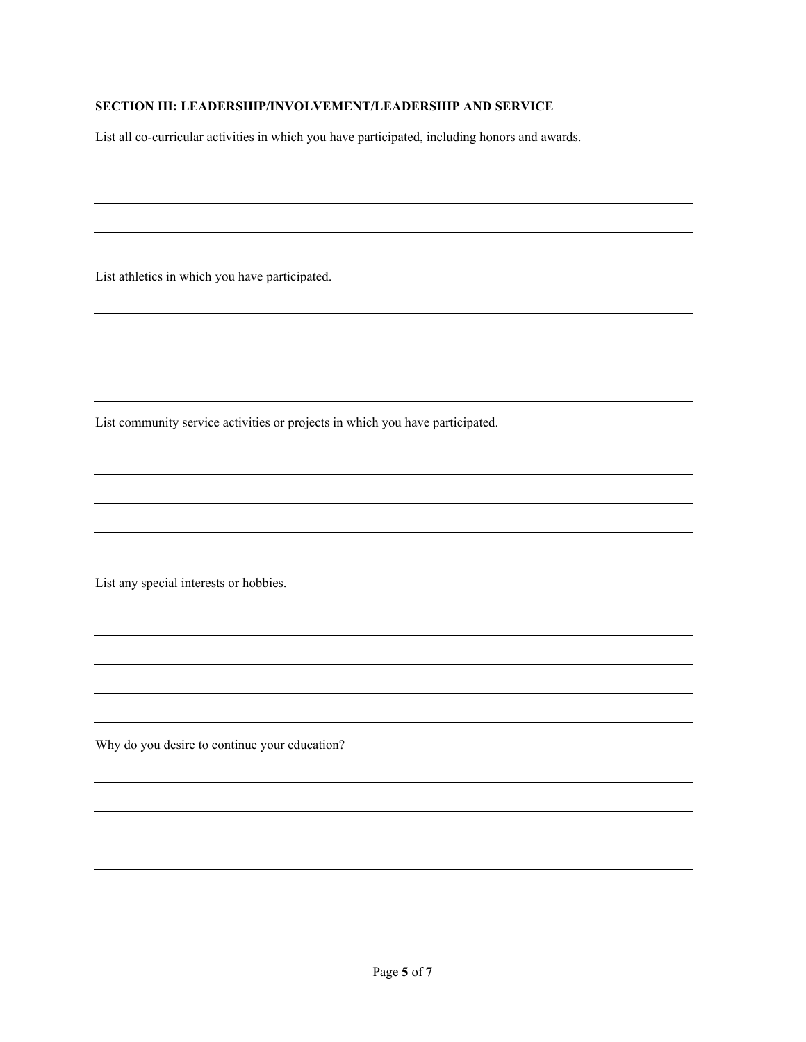**SECTION III: LEADERSHIP/INVOLVEMENT/LEADERSHIP AND SERVICE**

List all co-curricular activities in which you have participated, including honors and awards.

\_\_\_\_\_\_\_\_\_\_\_\_\_\_\_\_\_\_\_\_\_\_\_\_\_\_\_\_\_\_\_\_\_\_\_\_\_\_\_\_\_\_\_\_\_\_\_\_\_\_\_\_\_\_\_\_\_\_\_\_\_\_\_\_\_\_\_\_\_\_

\_\_\_\_\_\_\_\_\_\_\_\_\_\_\_\_\_\_\_\_\_\_\_\_\_\_\_\_\_\_\_\_\_\_\_\_\_\_\_\_\_\_\_\_\_\_\_\_\_\_\_\_\_\_\_\_\_\_\_\_\_\_\_\_\_\_\_\_\_\_

\_\_\_\_\_\_\_\_\_\_\_\_\_\_\_\_\_\_\_\_\_\_\_\_\_\_\_\_\_\_\_\_\_\_\_\_\_\_\_\_\_\_\_\_\_\_\_\_\_\_\_\_\_\_\_\_\_\_\_\_\_\_\_\_\_\_\_\_\_\_

\_\_\_\_\_\_\_\_\_\_\_\_\_\_\_\_\_\_\_\_\_\_\_\_\_\_\_\_\_\_\_\_\_\_\_\_\_\_\_\_\_\_\_\_\_\_\_\_\_\_\_\_\_\_\_\_\_\_\_\_\_\_\_\_\_\_\_\_\_\_

List athletics in which you have participated.

\_\_\_\_\_\_\_\_\_\_\_\_\_\_\_\_\_\_\_\_\_\_\_\_\_\_\_\_\_\_\_\_\_\_\_\_\_\_\_\_\_\_\_\_\_\_\_\_\_\_\_\_\_\_\_\_\_\_\_\_\_\_\_\_\_\_\_\_\_\_

\_\_\_\_\_\_\_\_\_\_\_\_\_\_\_\_\_\_\_\_\_\_\_\_\_\_\_\_\_\_\_\_\_\_\_\_\_\_\_\_\_\_\_\_\_\_\_\_\_\_\_\_\_\_\_\_\_\_\_\_\_\_\_\_\_\_\_\_\_\_

\_\_\_\_\_\_\_\_\_\_\_\_\_\_\_\_\_\_\_\_\_\_\_\_\_\_\_\_\_\_\_\_\_\_\_\_\_\_\_\_\_\_\_\_\_\_\_\_\_\_\_\_\_\_\_\_\_\_\_\_\_\_\_\_\_\_\_\_\_\_

\_\_\_\_\_\_\_\_\_\_\_\_\_\_\_\_\_\_\_\_\_\_\_\_\_\_\_\_\_\_\_\_\_\_\_\_\_\_\_\_\_\_\_\_\_\_\_\_\_\_\_\_\_\_\_\_\_\_\_\_\_\_\_\_\_\_\_\_\_\_

List community service activities or projects in which you have participated.

\_\_\_\_\_\_\_\_\_\_\_\_\_\_\_\_\_\_\_\_\_\_\_\_\_\_\_\_\_\_\_\_\_\_\_\_\_\_\_\_\_\_\_\_\_\_\_\_\_\_\_\_\_\_\_\_\_\_\_\_\_\_\_\_\_\_\_\_\_\_

\_\_\_\_\_\_\_\_\_\_\_\_\_\_\_\_\_\_\_\_\_\_\_\_\_\_\_\_\_\_\_\_\_\_\_\_\_\_\_\_\_\_\_\_\_\_\_\_\_\_\_\_\_\_\_\_\_\_\_\_\_\_\_\_\_\_\_\_\_\_

\_\_\_\_\_\_\_\_\_\_\_\_\_\_\_\_\_\_\_\_\_\_\_\_\_\_\_\_\_\_\_\_\_\_\_\_\_\_\_\_\_\_\_\_\_\_\_\_\_\_\_\_\_\_\_\_\_\_\_\_\_\_\_\_\_\_\_\_\_\_

\_\_\_\_\_\_\_\_\_\_\_\_\_\_\_\_\_\_\_\_\_\_\_\_\_\_\_\_\_\_\_\_\_\_\_\_\_\_\_\_\_\_\_\_\_\_\_\_\_\_\_\_\_\_\_\_\_\_\_\_\_\_\_\_\_\_\_\_\_\_

List any special interests or hobbies.

\_\_\_\_\_\_\_\_\_\_\_\_\_\_\_\_\_\_\_\_\_\_\_\_\_\_\_\_\_\_\_\_\_\_\_\_\_\_\_\_\_\_\_\_\_\_\_\_\_\_\_\_\_\_\_\_\_\_\_\_\_\_\_\_\_\_\_\_\_\_

\_\_\_\_\_\_\_\_\_\_\_\_\_\_\_\_\_\_\_\_\_\_\_\_\_\_\_\_\_\_\_\_\_\_\_\_\_\_\_\_\_\_\_\_\_\_\_\_\_\_\_\_\_\_\_\_\_\_\_\_\_\_\_\_\_\_\_\_\_\_

\_\_\_\_\_\_\_\_\_\_\_\_\_\_\_\_\_\_\_\_\_\_\_\_\_\_\_\_\_\_\_\_\_\_\_\_\_\_\_\_\_\_\_\_\_\_\_\_\_\_\_\_\_\_\_\_\_\_\_\_\_\_\_\_\_\_\_\_\_\_

\_\_\_\_\_\_\_\_\_\_\_\_\_\_\_\_\_\_\_\_\_\_\_\_\_\_\_\_\_\_\_\_\_\_\_\_\_\_\_\_\_\_\_\_\_\_\_\_\_\_\_\_\_\_\_\_\_\_\_\_\_\_\_\_\_\_\_\_\_\_

Why do you desire to continue your education?

\_\_\_\_\_\_\_\_\_\_\_\_\_\_\_\_\_\_\_\_\_\_\_\_\_\_\_\_\_\_\_\_\_\_\_\_\_\_\_\_\_\_\_\_\_\_\_\_\_\_\_\_\_\_\_\_\_\_\_\_\_\_\_\_\_\_\_\_\_\_

\_\_\_\_\_\_\_\_\_\_\_\_\_\_\_\_\_\_\_\_\_\_\_\_\_\_\_\_\_\_\_\_\_\_\_\_\_\_\_\_\_\_\_\_\_\_\_\_\_\_\_\_\_\_\_\_\_\_\_\_\_\_\_\_\_\_\_\_\_\_

\_\_\_\_\_\_\_\_\_\_\_\_\_\_\_\_\_\_\_\_\_\_\_\_\_\_\_\_\_\_\_\_\_\_\_\_\_\_\_\_\_\_\_\_\_\_\_\_\_\_\_\_\_\_\_\_\_\_\_\_\_\_\_\_\_\_\_\_\_\_

\_\_\_\_\_\_\_\_\_\_\_\_\_\_\_\_\_\_\_\_\_\_\_\_\_\_\_\_\_\_\_\_\_\_\_\_\_\_\_\_\_\_\_\_\_\_\_\_\_\_\_\_\_\_\_\_\_\_\_\_\_\_\_\_\_\_\_\_\_\_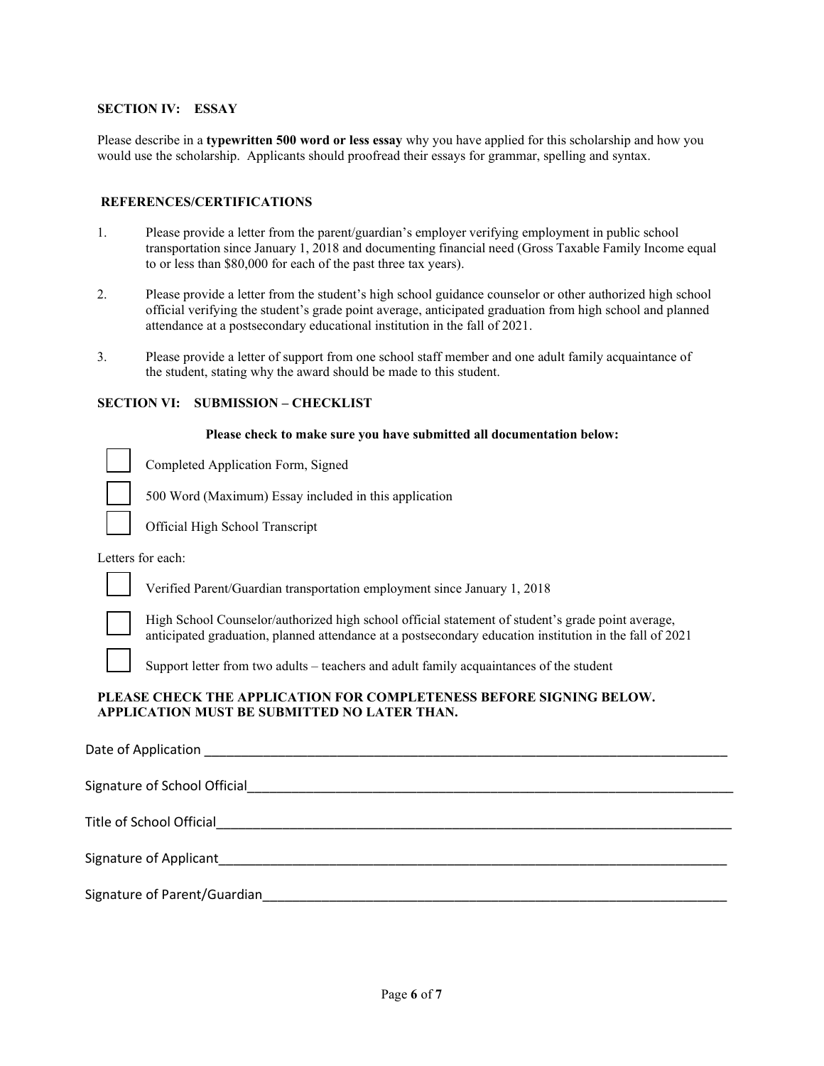### SECTION IV: ESSAY

Please describe in a **typewritten 500 word or less essay** why you have applied for this scholarship and how you would use the scholarship. Applicants should proofread their essays for grammar, spelling and syntax.

### REFERENCES/CERTIFICATIONS

1. Please provide a letter from the parent/guardian's employer verifying employment in public school transportation since January 1, 2018 and documenting financial need (Gross Taxable Family Income equal to or less than $80,000 for each of the past three tax years).

2. Please provide a letter from the student's high school guidance counselor or other authorized high school official verifying the student's grade point average, anticipated graduation from high school and planned attendance at a postsecondary educational institution in the fall of 2021.

3. Please provide a letter of support from one school staff member and one adult family acquaintance of the student, stating why the award should be made to this student.

### SECTION VI: SUBMISSION – CHECKLIST

**Please check to make sure you have submitted all documentation below:**

- [ ] Completed Application Form, Signed
- [ ] 500 Word (Maximum) Essay included in this application
- [ ] Official High School Transcript

Letters for each:

- [ ] Verified Parent/Guardian transportation employment since January 1, 2018
- [ ] High School Counselor/authorized high school official statement of student's grade point average, anticipated graduation, planned attendance at a postsecondary education institution in the fall of 2021
- [ ] Support letter from two adults – teachers and adult family acquaintances of the student

**PLEASE CHECK THE APPLICATION FOR COMPLETENESS BEFORE SIGNING BELOW. APPLICATION MUST BE SUBMITTED NO LATER THAN.**

Date of Application ____________________________________________

Signature of School Official ____________________________________________

Title of School Official ____________________________________________

Signature of Applicant ____________________________________________

Signature of Parent/Guardian ____________________________________________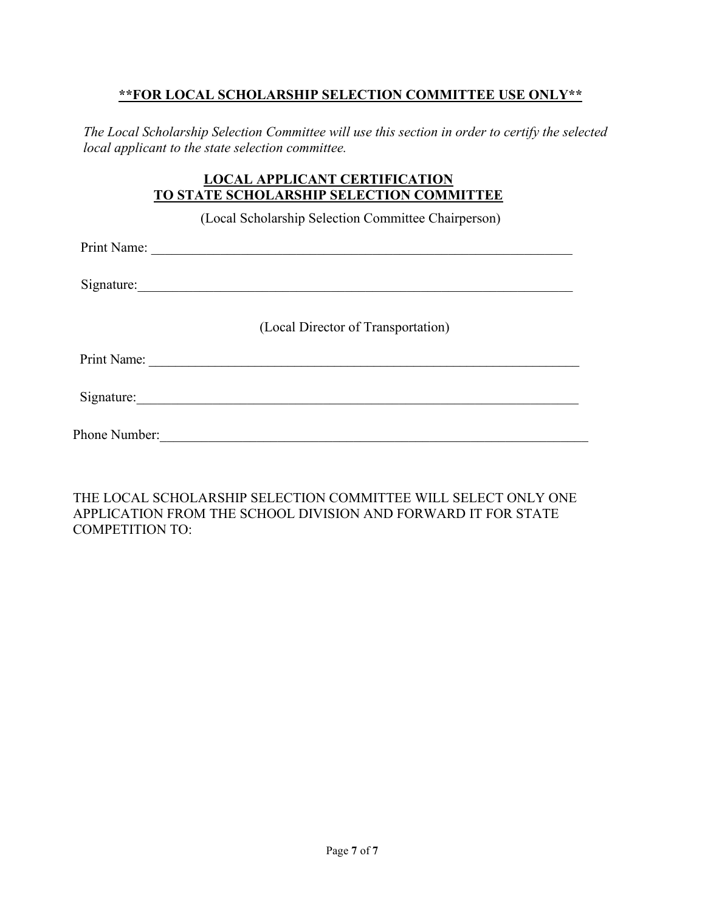**\*\*FOR LOCAL SCHOLARSHIP SELECTION COMMITTEE USE ONLY\*\***

*The Local Scholarship Selection Committee will use this section in order to certify the selected local applicant to the state selection committee.*

**LOCAL APPLICANT CERTIFICATION**
**TO STATE SCHOLARSHIP SELECTION COMMITTEE**

(Local Scholarship Selection Committee Chairperson)

Print Name: ________________________________________________________________

Signature:__________________________________________________________________

(Local Director of Transportation)

Print Name: ________________________________________________________________

Signature:__________________________________________________________________

Phone Number:_______________________________________________________________

THE LOCAL SCHOLARSHIP SELECTION COMMITTEE WILL SELECT ONLY ONE APPLICATION FROM THE SCHOOL DIVISION AND FORWARD IT FOR STATE COMPETITION TO: